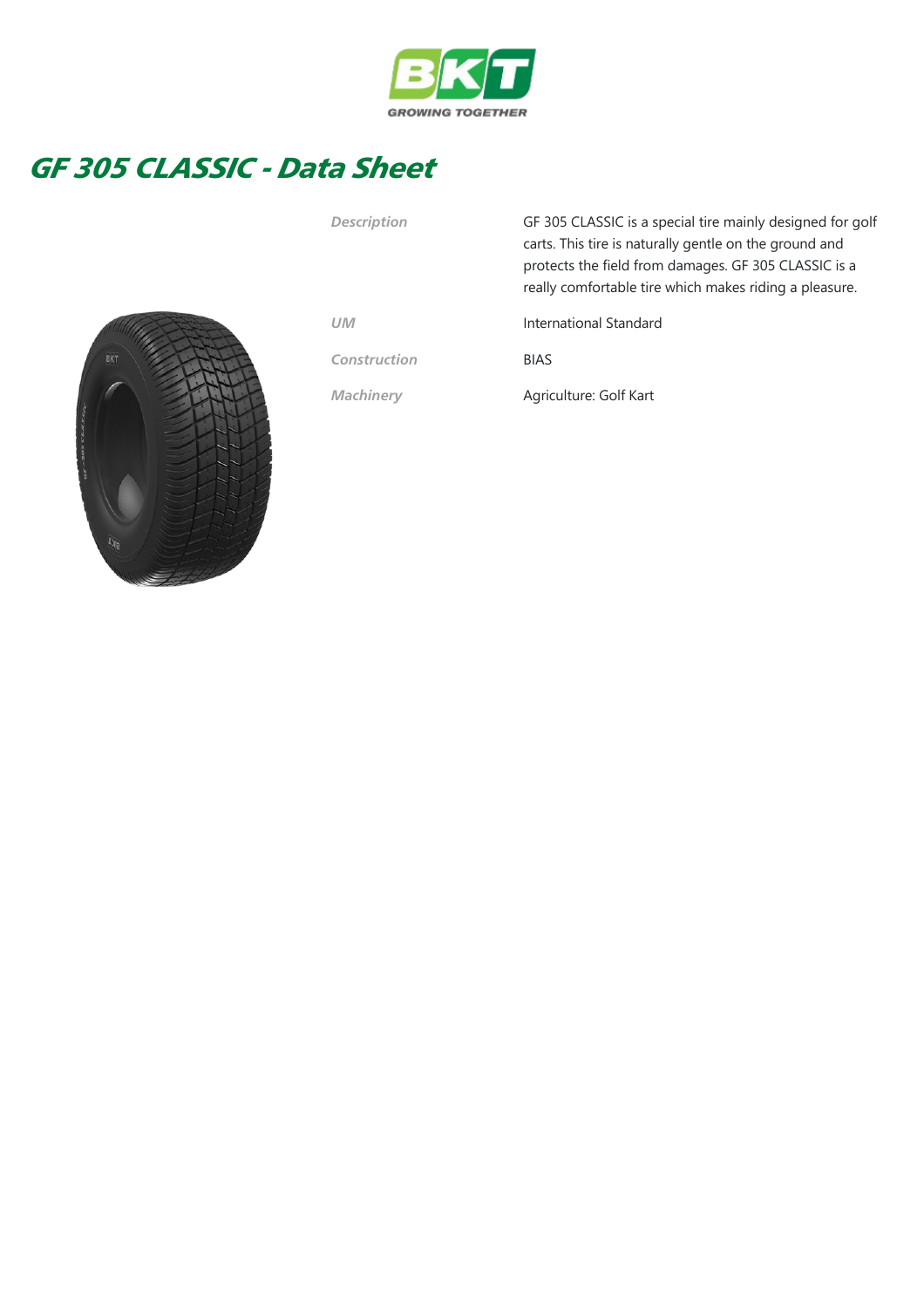# GF 305 CLASSIC - Data Sheet

| | |
|---|---|
| *Description* | GF 305 CLASSIC is a special tire mainly designed for golf carts. This tire is naturally gentle on the ground and protects the field from damages. GF 305 CLASSIC is a really comfortable tire which makes riding a pleasure. |
| *UM* | International Standard |
| *Construction* | BIAS |
| *Machinery* | Agriculture: Golf Kart |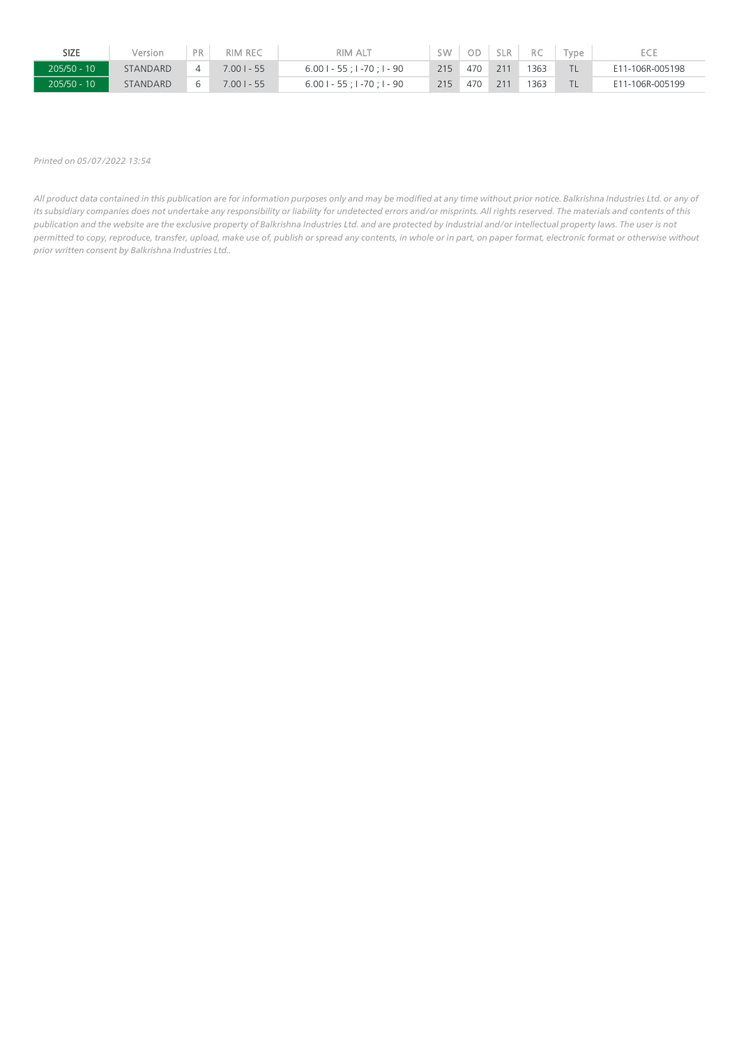| SIZE | Version | PR | RIM REC | RIM ALT | SW | OD | SLR | RC | Type | ECE |
|---|---|---|---|---|---|---|---|---|---|---|
| 205/50 - 10 | STANDARD | 4 | 7.00 I - 55 | 6.00 I - 55 ; I -70 ; I - 90 | 215 | 470 | 211 | 1363 | TL | E11-106R-005198 |
| 205/50 - 10 | STANDARD | 6 | 7.00 I - 55 | 6.00 I - 55 ; I -70 ; I - 90 | 215 | 470 | 211 | 1363 | TL | E11-106R-005199 |

*Printed on 05/07/2022 13:54*

*All product data contained in this publication are for information purposes only and may be modified at any time without prior notice. Balkrishna Industries Ltd. or any of its subsidiary companies does not undertake any responsibility or liability for undetected errors and/or misprints. All rights reserved. The materials and contents of this publication and the website are the exclusive property of Balkrishna Industries Ltd. and are protected by industrial and/or intellectual property laws. The user is not permitted to copy, reproduce, transfer, upload, make use of, publish or spread any contents, in whole or in part, on paper format, electronic format or otherwise without prior written consent by Balkrishna Industries Ltd..*